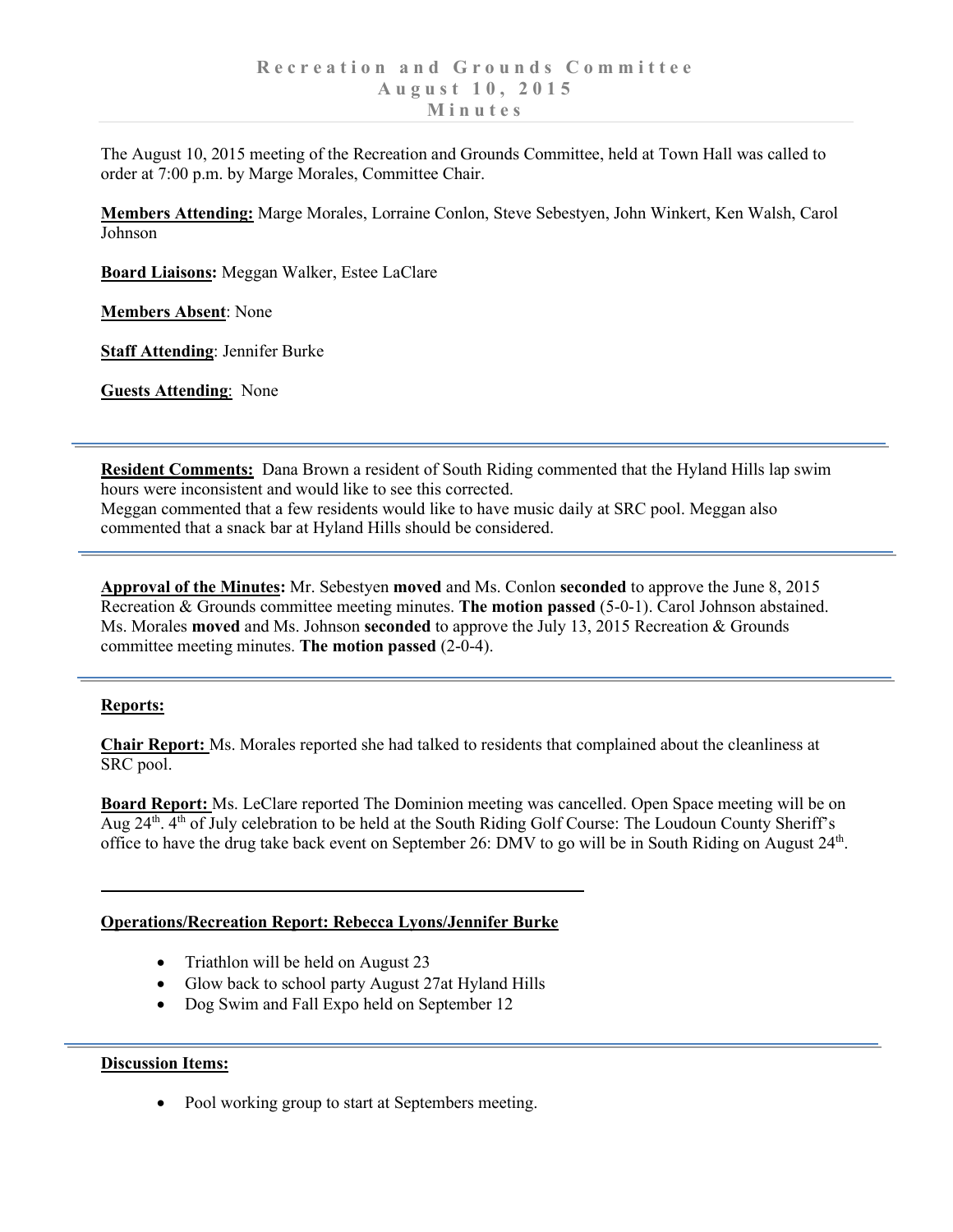# Recreation and Grounds Committee
## August 10, 2015
## Minutes

The August 10, 2015 meeting of the Recreation and Grounds Committee, held at Town Hall was called to order at 7:00 p.m. by Marge Morales, Committee Chair.

**Members Attending:** Marge Morales, Lorraine Conlon, Steve Sebestyen, John Winkert, Ken Walsh, Carol Johnson

**Board Liaisons:** Meggan Walker, Estee LaClare

**Members Absent**: None

**Staff Attending**: Jennifer Burke

**Guests Attending**: None

---

**Resident Comments:** Dana Brown a resident of South Riding commented that the Hyland Hills lap swim hours were inconsistent and would like to see this corrected.
Meggan commented that a few residents would like to have music daily at SRC pool. Meggan also commented that a snack bar at Hyland Hills should be considered.

---

**Approval of the Minutes:** Mr. Sebestyen **moved** and Ms. Conlon **seconded** to approve the June 8, 2015 Recreation & Grounds committee meeting minutes. **The motion passed** (5-0-1). Carol Johnson abstained. Ms. Morales **moved** and Ms. Johnson **seconded** to approve the July 13, 2015 Recreation & Grounds committee meeting minutes. **The motion passed** (2-0-4).

---

**Reports:**

**Chair Report:** Ms. Morales reported she had talked to residents that complained about the cleanliness at SRC pool.

**Board Report:** Ms. LeClare reported The Dominion meeting was cancelled. Open Space meeting will be on Aug 24th. 4th of July celebration to be held at the South Riding Golf Course: The Loudoun County Sheriff's office to have the drug take back event on September 26: DMV to go will be in South Riding on August 24th.

---

**Operations/Recreation Report: Rebecca Lyons/Jennifer Burke**

- Triathlon will be held on August 23
- Glow back to school party August 27at Hyland Hills
- Dog Swim and Fall Expo held on September 12

---

**Discussion Items:**

- Pool working group to start at Septembers meeting.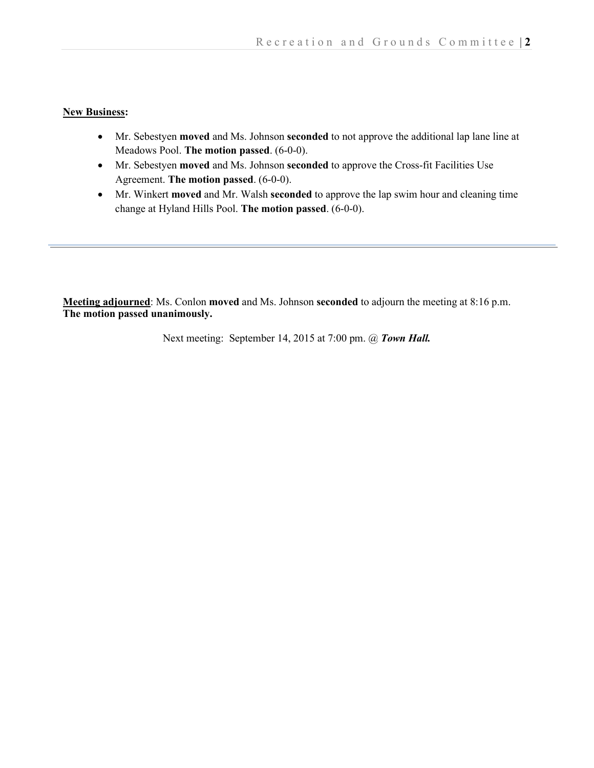**New Business:**

- Mr. Sebestyen **moved** and Ms. Johnson **seconded** to not approve the additional lap lane line at Meadows Pool. **The motion passed**. (6-0-0).
- Mr. Sebestyen **moved** and Ms. Johnson **seconded** to approve the Cross-fit Facilities Use Agreement. **The motion passed**. (6-0-0).
- Mr. Winkert **moved** and Mr. Walsh **seconded** to approve the lap swim hour and cleaning time change at Hyland Hills Pool. **The motion passed**. (6-0-0).

---

**Meeting adjourned**: Ms. Conlon **moved** and Ms. Johnson **seconded** to adjourn the meeting at 8:16 p.m. **The motion passed unanimously.**

Next meeting: September 14, 2015 at 7:00 pm. @ ***Town Hall.***